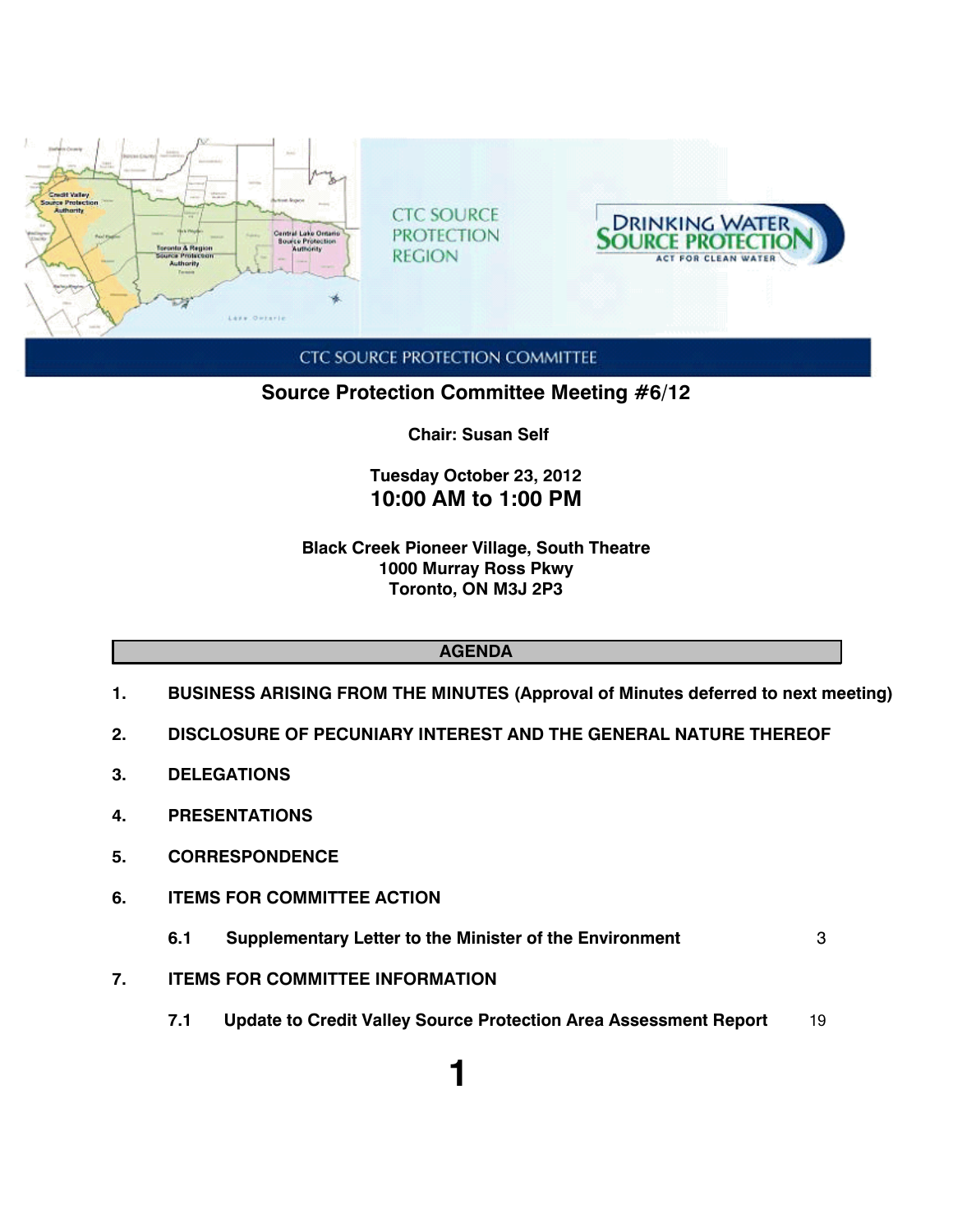CTC SOURCE PROTECTION REGION

DRINKING WATER SOURCE PROTECTION
ACT FOR CLEAN WATER

CTC SOURCE PROTECTION COMMITTEE

# Source Protection Committee Meeting #6/12

**Chair: Susan Self**

**Tuesday October 23, 2012**
**10:00 AM to 1:00 PM**

**Black Creek Pioneer Village, South Theatre**
**1000 Murray Ross Pkwy**
**Toronto, ON M3J 2P3**

## AGENDA

1. **BUSINESS ARISING FROM THE MINUTES (Approval of Minutes deferred to next meeting)**
2. **DISCLOSURE OF PECUNIARY INTEREST AND THE GENERAL NATURE THEREOF**
3. **DELEGATIONS**
4. **PRESENTATIONS**
5. **CORRESPONDENCE**
6. **ITEMS FOR COMMITTEE ACTION**
   - **6.1 Supplementary Letter to the Minister of the Environment** 3
7. **ITEMS FOR COMMITTEE INFORMATION**
   - **7.1 Update to Credit Valley Source Protection Area Assessment Report** 19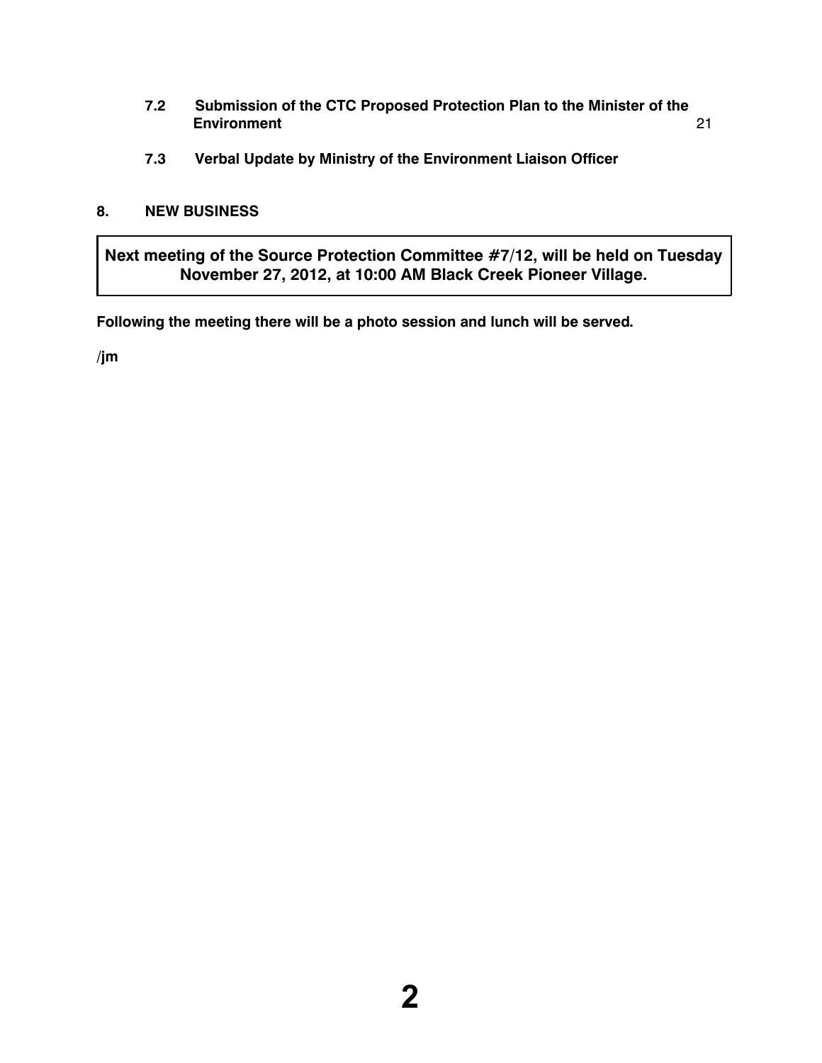**7.2 Submission of the CTC Proposed Protection Plan to the Minister of the Environment** 21

**7.3 Verbal Update by Ministry of the Environment Liaison Officer**

## 8. NEW BUSINESS

**Next meeting of the Source Protection Committee #7/12, will be held on Tuesday November 27, 2012, at 10:00 AM Black Creek Pioneer Village.**

**Following the meeting there will be a photo session and lunch will be served.**

**/jm**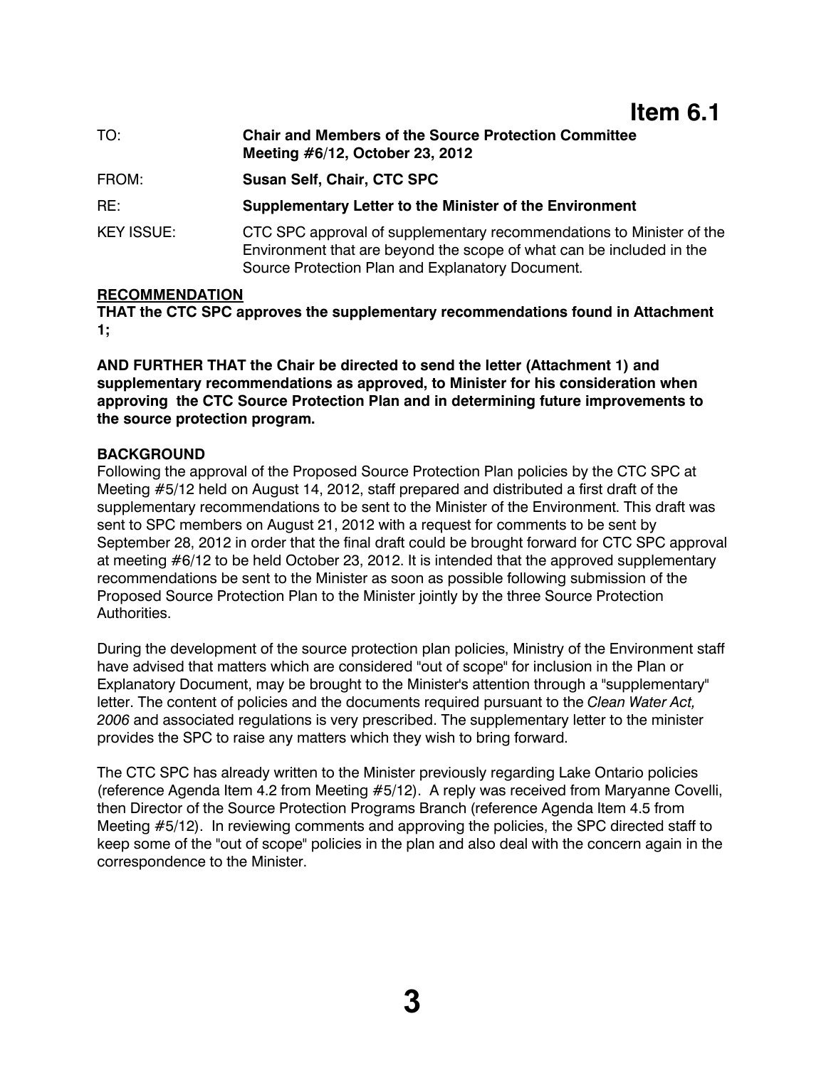# Item 6.1

| | |
|---|---|
| TO: | **Chair and Members of the Source Protection Committee Meeting #6/12, October 23, 2012** |
| FROM: | **Susan Self, Chair, CTC SPC** |
| RE: | **Supplementary Letter to the Minister of the Environment** |
| KEY ISSUE: | CTC SPC approval of supplementary recommendations to Minister of the Environment that are beyond the scope of what can be included in the Source Protection Plan and Explanatory Document. |

**RECOMMENDATION**

**THAT the CTC SPC approves the supplementary recommendations found in Attachment 1;**

**AND FURTHER THAT the Chair be directed to send the letter (Attachment 1) and supplementary recommendations as approved, to Minister for his consideration when approving the CTC Source Protection Plan and in determining future improvements to the source protection program.**

**BACKGROUND**

Following the approval of the Proposed Source Protection Plan policies by the CTC SPC at Meeting #5/12 held on August 14, 2012, staff prepared and distributed a first draft of the supplementary recommendations to be sent to the Minister of the Environment. This draft was sent to SPC members on August 21, 2012 with a request for comments to be sent by September 28, 2012 in order that the final draft could be brought forward for CTC SPC approval at meeting #6/12 to be held October 23, 2012. It is intended that the approved supplementary recommendations be sent to the Minister as soon as possible following submission of the Proposed Source Protection Plan to the Minister jointly by the three Source Protection Authorities.

During the development of the source protection plan policies, Ministry of the Environment staff have advised that matters which are considered "out of scope" for inclusion in the Plan or Explanatory Document, may be brought to the Minister's attention through a "supplementary" letter. The content of policies and the documents required pursuant to the *Clean Water Act, 2006* and associated regulations is very prescribed. The supplementary letter to the minister provides the SPC to raise any matters which they wish to bring forward.

The CTC SPC has already written to the Minister previously regarding Lake Ontario policies (reference Agenda Item 4.2 from Meeting #5/12). A reply was received from Maryanne Covelli, then Director of the Source Protection Programs Branch (reference Agenda Item 4.5 from Meeting #5/12). In reviewing comments and approving the policies, the SPC directed staff to keep some of the "out of scope" policies in the plan and also deal with the concern again in the correspondence to the Minister.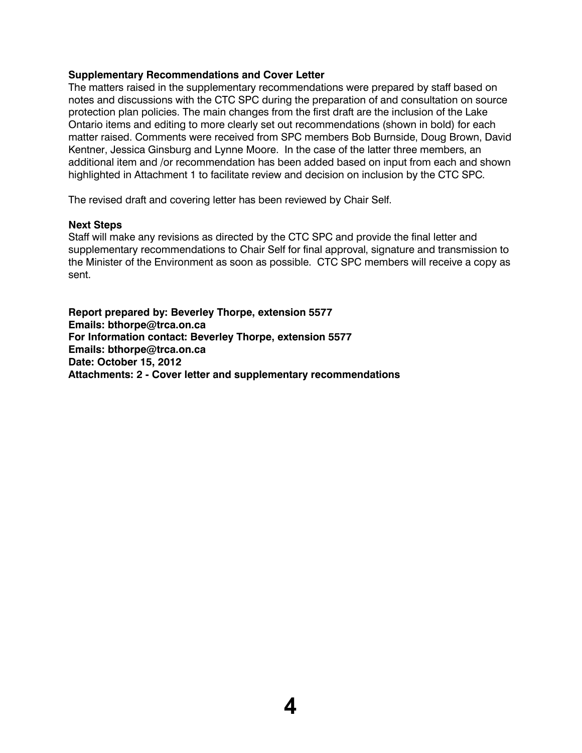**Supplementary Recommendations and Cover Letter**

The matters raised in the supplementary recommendations were prepared by staff based on notes and discussions with the CTC SPC during the preparation of and consultation on source protection plan policies. The main changes from the first draft are the inclusion of the Lake Ontario items and editing to more clearly set out recommendations (shown in bold) for each matter raised. Comments were received from SPC members Bob Burnside, Doug Brown, David Kentner, Jessica Ginsburg and Lynne Moore. In the case of the latter three members, an additional item and /or recommendation has been added based on input from each and shown highlighted in Attachment 1 to facilitate review and decision on inclusion by the CTC SPC.

The revised draft and covering letter has been reviewed by Chair Self.

**Next Steps**

Staff will make any revisions as directed by the CTC SPC and provide the final letter and supplementary recommendations to Chair Self for final approval, signature and transmission to the Minister of the Environment as soon as possible. CTC SPC members will receive a copy as sent.

**Report prepared by: Beverley Thorpe, extension 5577**
**Emails: bthorpe@trca.on.ca**
**For Information contact: Beverley Thorpe, extension 5577**
**Emails: bthorpe@trca.on.ca**
**Date: October 15, 2012**
**Attachments: 2 - Cover letter and supplementary recommendations**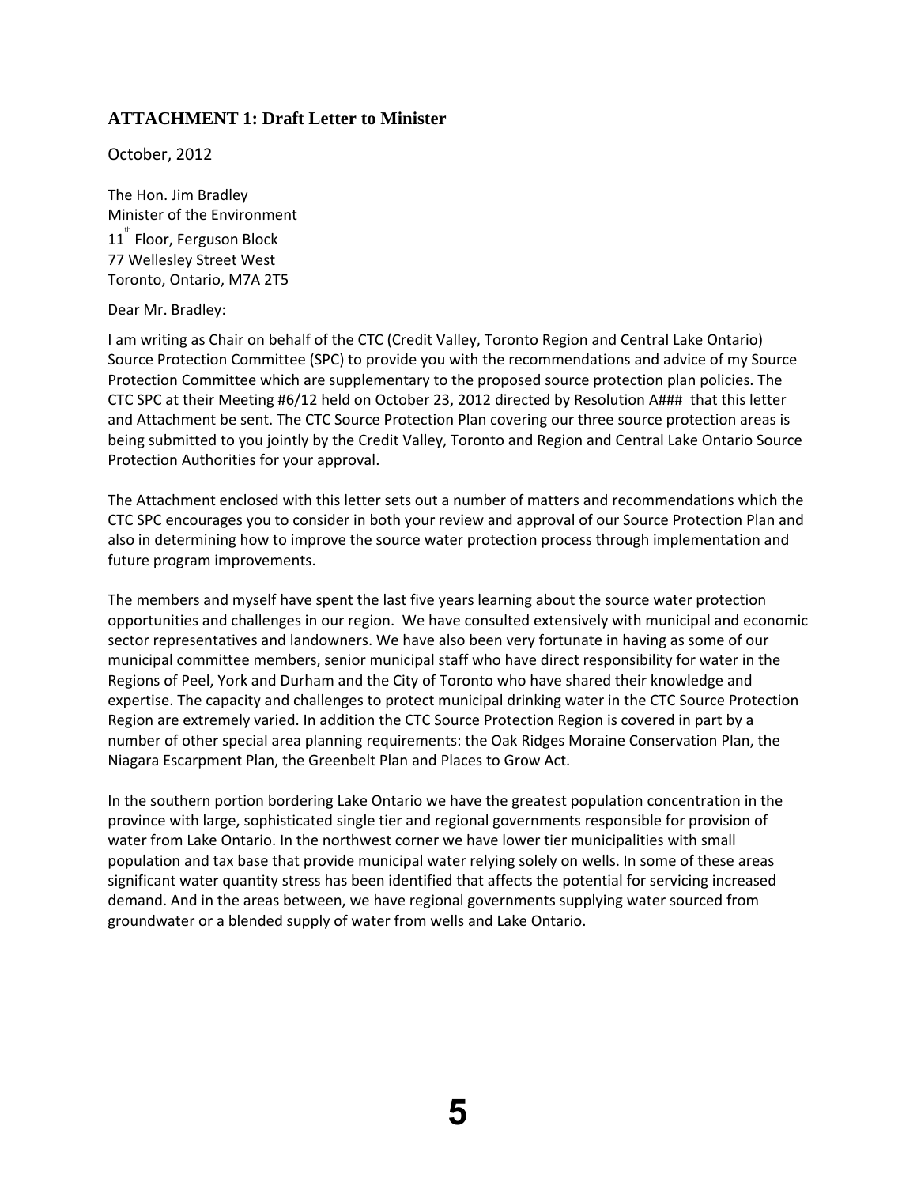### ATTACHMENT 1: Draft Letter to Minister

October, 2012

The Hon. Jim Bradley
Minister of the Environment
11th Floor, Ferguson Block
77 Wellesley Street West
Toronto, Ontario, M7A 2T5

Dear Mr. Bradley:

I am writing as Chair on behalf of the CTC (Credit Valley, Toronto Region and Central Lake Ontario) Source Protection Committee (SPC) to provide you with the recommendations and advice of my Source Protection Committee which are supplementary to the proposed source protection plan policies. The CTC SPC at their Meeting #6/12 held on October 23, 2012 directed by Resolution A### that this letter and Attachment be sent. The CTC Source Protection Plan covering our three source protection areas is being submitted to you jointly by the Credit Valley, Toronto and Region and Central Lake Ontario Source Protection Authorities for your approval.

The Attachment enclosed with this letter sets out a number of matters and recommendations which the CTC SPC encourages you to consider in both your review and approval of our Source Protection Plan and also in determining how to improve the source water protection process through implementation and future program improvements.

The members and myself have spent the last five years learning about the source water protection opportunities and challenges in our region. We have consulted extensively with municipal and economic sector representatives and landowners. We have also been very fortunate in having as some of our municipal committee members, senior municipal staff who have direct responsibility for water in the Regions of Peel, York and Durham and the City of Toronto who have shared their knowledge and expertise. The capacity and challenges to protect municipal drinking water in the CTC Source Protection Region are extremely varied. In addition the CTC Source Protection Region is covered in part by a number of other special area planning requirements: the Oak Ridges Moraine Conservation Plan, the Niagara Escarpment Plan, the Greenbelt Plan and Places to Grow Act.

In the southern portion bordering Lake Ontario we have the greatest population concentration in the province with large, sophisticated single tier and regional governments responsible for provision of water from Lake Ontario. In the northwest corner we have lower tier municipalities with small population and tax base that provide municipal water relying solely on wells. In some of these areas significant water quantity stress has been identified that affects the potential for servicing increased demand. And in the areas between, we have regional governments supplying water sourced from groundwater or a blended supply of water from wells and Lake Ontario.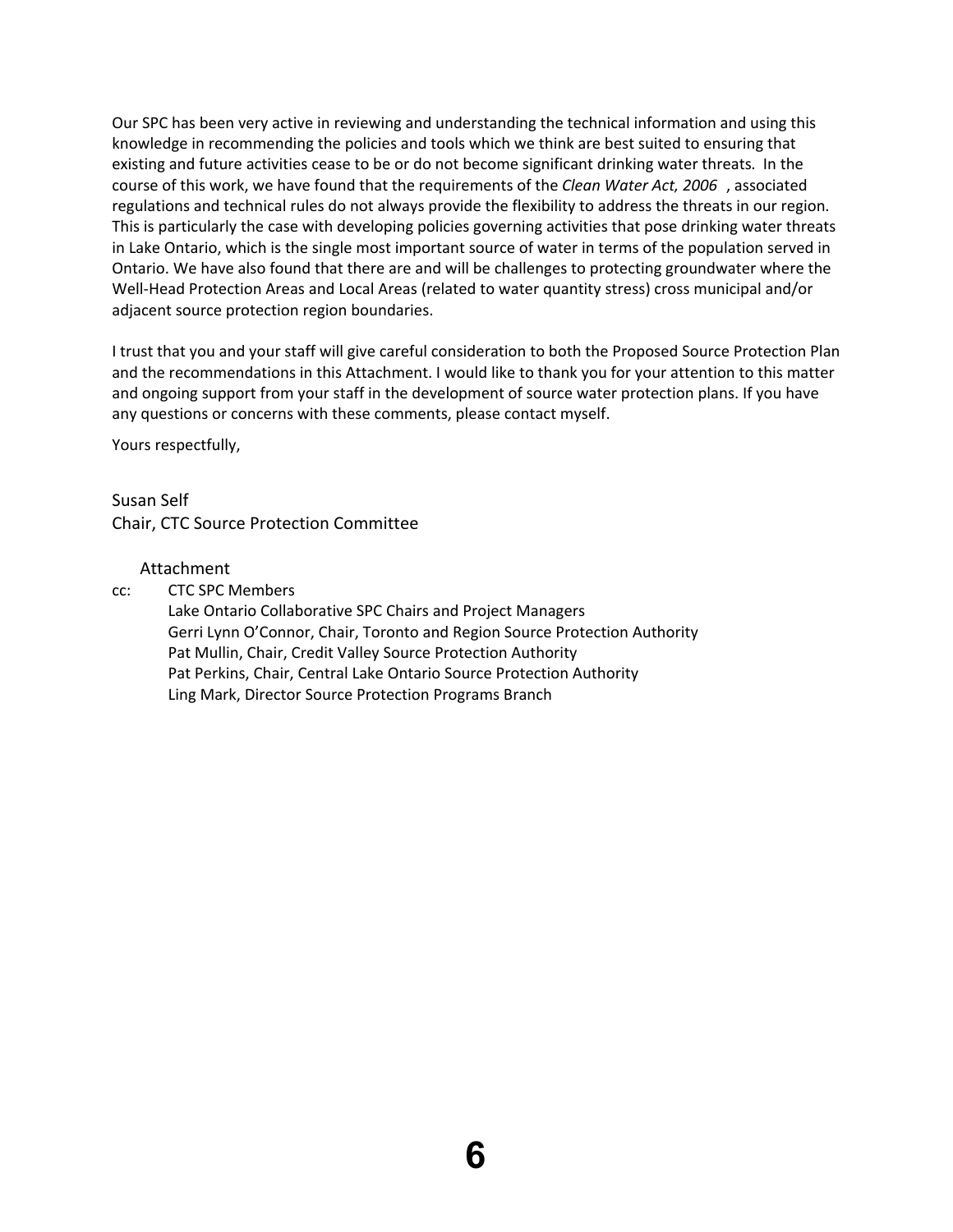Our SPC has been very active in reviewing and understanding the technical information and using this knowledge in recommending the policies and tools which we think are best suited to ensuring that existing and future activities cease to be or do not become significant drinking water threats. In the course of this work, we have found that the requirements of the *Clean Water Act, 2006* , associated regulations and technical rules do not always provide the flexibility to address the threats in our region. This is particularly the case with developing policies governing activities that pose drinking water threats in Lake Ontario, which is the single most important source of water in terms of the population served in Ontario. We have also found that there are and will be challenges to protecting groundwater where the Well-Head Protection Areas and Local Areas (related to water quantity stress) cross municipal and/or adjacent source protection region boundaries.

I trust that you and your staff will give careful consideration to both the Proposed Source Protection Plan and the recommendations in this Attachment. I would like to thank you for your attention to this matter and ongoing support from your staff in the development of source water protection plans. If you have any questions or concerns with these comments, please contact myself.

Yours respectfully,

Susan Self
Chair, CTC Source Protection Committee

Attachment

cc: CTC SPC Members
Lake Ontario Collaborative SPC Chairs and Project Managers
Gerri Lynn O'Connor, Chair, Toronto and Region Source Protection Authority
Pat Mullin, Chair, Credit Valley Source Protection Authority
Pat Perkins, Chair, Central Lake Ontario Source Protection Authority
Ling Mark, Director Source Protection Programs Branch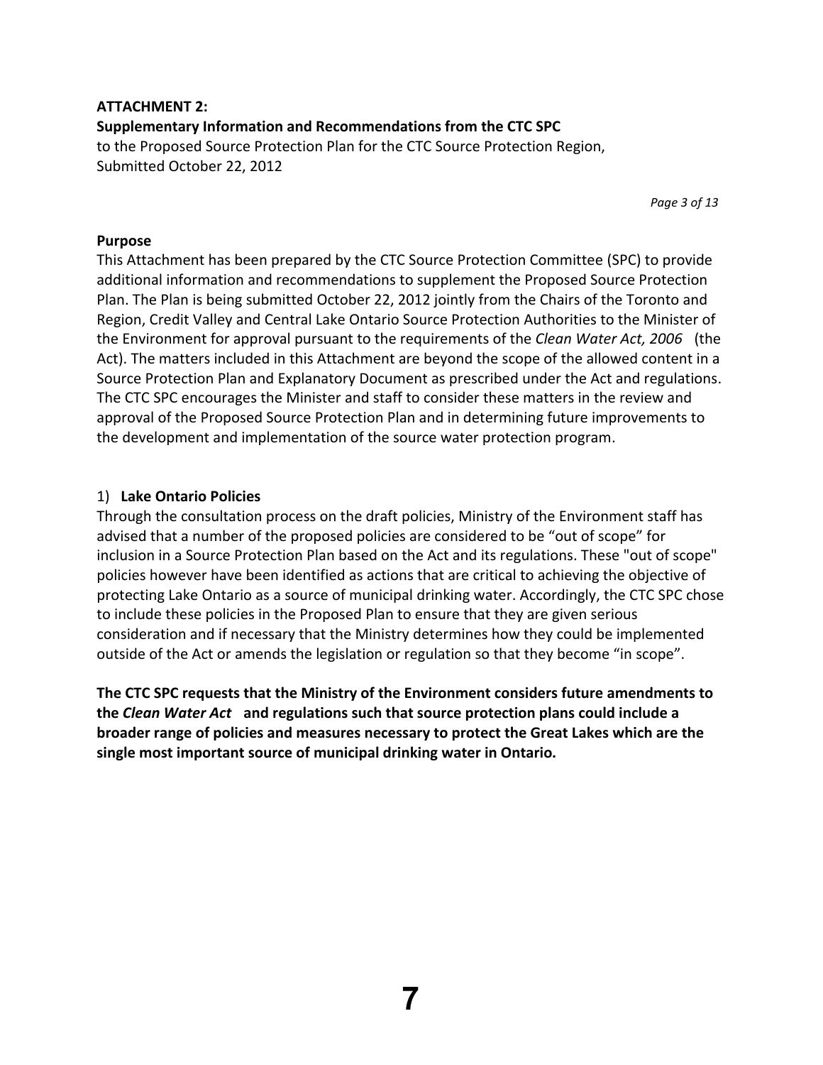**ATTACHMENT 2:**

**Supplementary Information and Recommendations from the CTC SPC**

to the Proposed Source Protection Plan for the CTC Source Protection Region, Submitted October 22, 2012

### Purpose

This Attachment has been prepared by the CTC Source Protection Committee (SPC) to provide additional information and recommendations to supplement the Proposed Source Protection Plan. The Plan is being submitted October 22, 2012 jointly from the Chairs of the Toronto and Region, Credit Valley and Central Lake Ontario Source Protection Authorities to the Minister of the Environment for approval pursuant to the requirements of the *Clean Water Act, 2006* (the Act). The matters included in this Attachment are beyond the scope of the allowed content in a Source Protection Plan and Explanatory Document as prescribed under the Act and regulations. The CTC SPC encourages the Minister and staff to consider these matters in the review and approval of the Proposed Source Protection Plan and in determining future improvements to the development and implementation of the source water protection program.

### 1) Lake Ontario Policies

Through the consultation process on the draft policies, Ministry of the Environment staff has advised that a number of the proposed policies are considered to be "out of scope" for inclusion in a Source Protection Plan based on the Act and its regulations. These "out of scope" policies however have been identified as actions that are critical to achieving the objective of protecting Lake Ontario as a source of municipal drinking water. Accordingly, the CTC SPC chose to include these policies in the Proposed Plan to ensure that they are given serious consideration and if necessary that the Ministry determines how they could be implemented outside of the Act or amends the legislation or regulation so that they become "in scope".

**The CTC SPC requests that the Ministry of the Environment considers future amendments to the *Clean Water Act* and regulations such that source protection plans could include a broader range of policies and measures necessary to protect the Great Lakes which are the single most important source of municipal drinking water in Ontario.**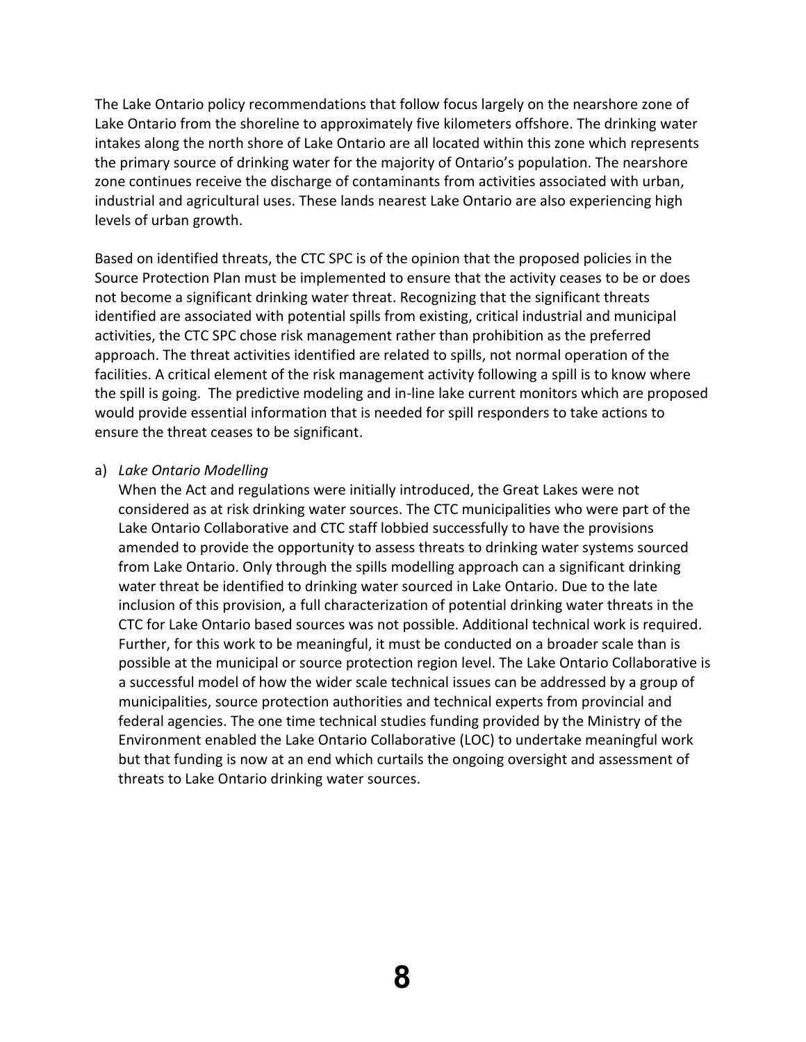The Lake Ontario policy recommendations that follow focus largely on the nearshore zone of Lake Ontario from the shoreline to approximately five kilometers offshore. The drinking water intakes along the north shore of Lake Ontario are all located within this zone which represents the primary source of drinking water for the majority of Ontario's population. The nearshore zone continues receive the discharge of contaminants from activities associated with urban, industrial and agricultural uses. These lands nearest Lake Ontario are also experiencing high levels of urban growth.

Based on identified threats, the CTC SPC is of the opinion that the proposed policies in the Source Protection Plan must be implemented to ensure that the activity ceases to be or does not become a significant drinking water threat. Recognizing that the significant threats identified are associated with potential spills from existing, critical industrial and municipal activities, the CTC SPC chose risk management rather than prohibition as the preferred approach. The threat activities identified are related to spills, not normal operation of the facilities. A critical element of the risk management activity following a spill is to know where the spill is going. The predictive modeling and in-line lake current monitors which are proposed would provide essential information that is needed for spill responders to take actions to ensure the threat ceases to be significant.

a) *Lake Ontario Modelling*

When the Act and regulations were initially introduced, the Great Lakes were not considered as at risk drinking water sources. The CTC municipalities who were part of the Lake Ontario Collaborative and CTC staff lobbied successfully to have the provisions amended to provide the opportunity to assess threats to drinking water systems sourced from Lake Ontario. Only through the spills modelling approach can a significant drinking water threat be identified to drinking water sourced in Lake Ontario. Due to the late inclusion of this provision, a full characterization of potential drinking water threats in the CTC for Lake Ontario based sources was not possible. Additional technical work is required. Further, for this work to be meaningful, it must be conducted on a broader scale than is possible at the municipal or source protection region level. The Lake Ontario Collaborative is a successful model of how the wider scale technical issues can be addressed by a group of municipalities, source protection authorities and technical experts from provincial and federal agencies. The one time technical studies funding provided by the Ministry of the Environment enabled the Lake Ontario Collaborative (LOC) to undertake meaningful work but that funding is now at an end which curtails the ongoing oversight and assessment of threats to Lake Ontario drinking water sources.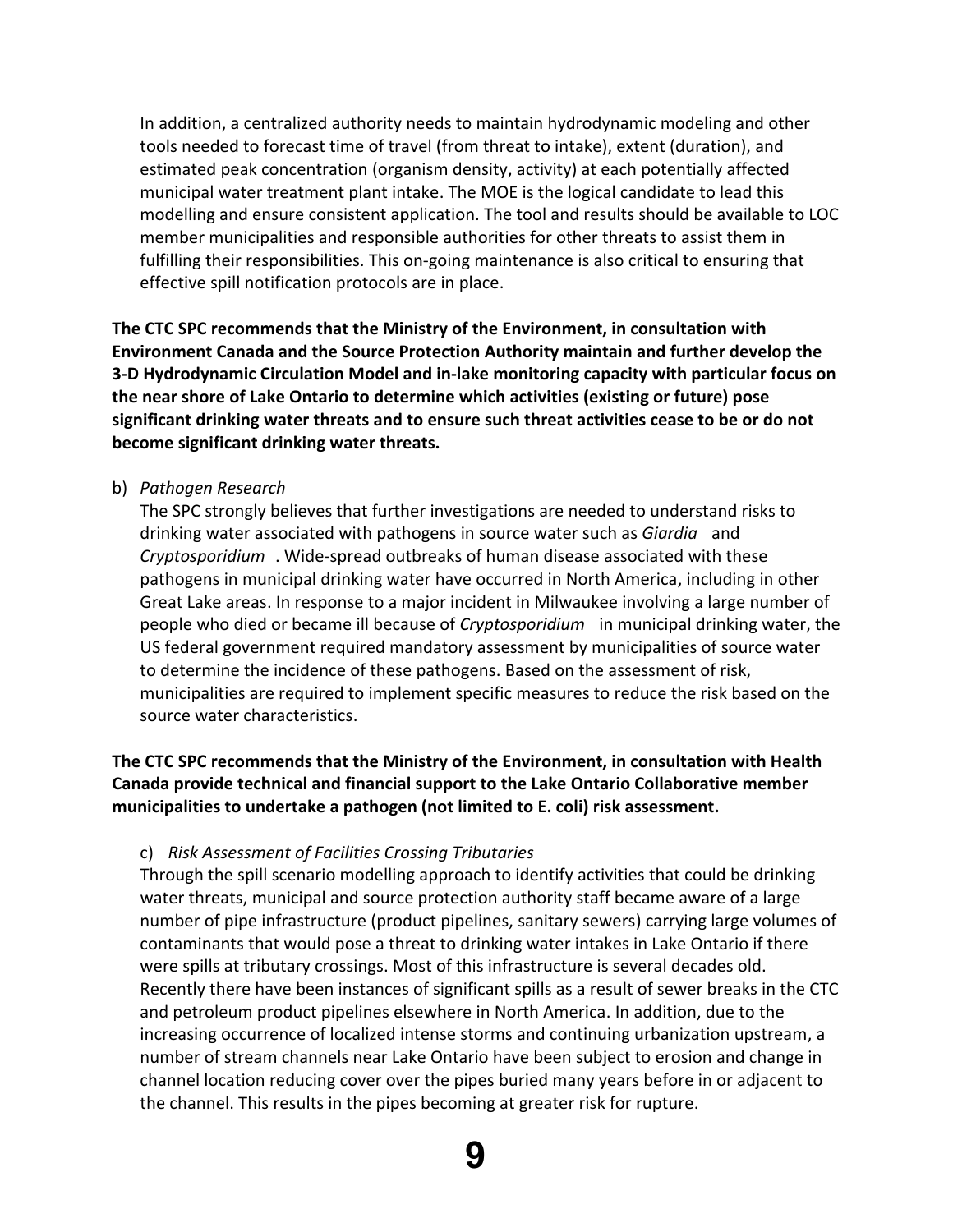In addition, a centralized authority needs to maintain hydrodynamic modeling and other tools needed to forecast time of travel (from threat to intake), extent (duration), and estimated peak concentration (organism density, activity) at each potentially affected municipal water treatment plant intake. The MOE is the logical candidate to lead this modelling and ensure consistent application. The tool and results should be available to LOC member municipalities and responsible authorities for other threats to assist them in fulfilling their responsibilities. This on-going maintenance is also critical to ensuring that effective spill notification protocols are in place.

**The CTC SPC recommends that the Ministry of the Environment, in consultation with Environment Canada and the Source Protection Authority maintain and further develop the 3-D Hydrodynamic Circulation Model and in-lake monitoring capacity with particular focus on the near shore of Lake Ontario to determine which activities (existing or future) pose significant drinking water threats and to ensure such threat activities cease to be or do not become significant drinking water threats.**

b) *Pathogen Research*

The SPC strongly believes that further investigations are needed to understand risks to drinking water associated with pathogens in source water such as *Giardia* and *Cryptosporidium*. Wide-spread outbreaks of human disease associated with these pathogens in municipal drinking water have occurred in North America, including in other Great Lake areas. In response to a major incident in Milwaukee involving a large number of people who died or became ill because of *Cryptosporidium* in municipal drinking water, the US federal government required mandatory assessment by municipalities of source water to determine the incidence of these pathogens. Based on the assessment of risk, municipalities are required to implement specific measures to reduce the risk based on the source water characteristics.

**The CTC SPC recommends that the Ministry of the Environment, in consultation with Health Canada provide technical and financial support to the Lake Ontario Collaborative member municipalities to undertake a pathogen (not limited to E. coli) risk assessment.**

c) *Risk Assessment of Facilities Crossing Tributaries*

Through the spill scenario modelling approach to identify activities that could be drinking water threats, municipal and source protection authority staff became aware of a large number of pipe infrastructure (product pipelines, sanitary sewers) carrying large volumes of contaminants that would pose a threat to drinking water intakes in Lake Ontario if there were spills at tributary crossings. Most of this infrastructure is several decades old. Recently there have been instances of significant spills as a result of sewer breaks in the CTC and petroleum product pipelines elsewhere in North America. In addition, due to the increasing occurrence of localized intense storms and continuing urbanization upstream, a number of stream channels near Lake Ontario have been subject to erosion and change in channel location reducing cover over the pipes buried many years before in or adjacent to the channel. This results in the pipes becoming at greater risk for rupture.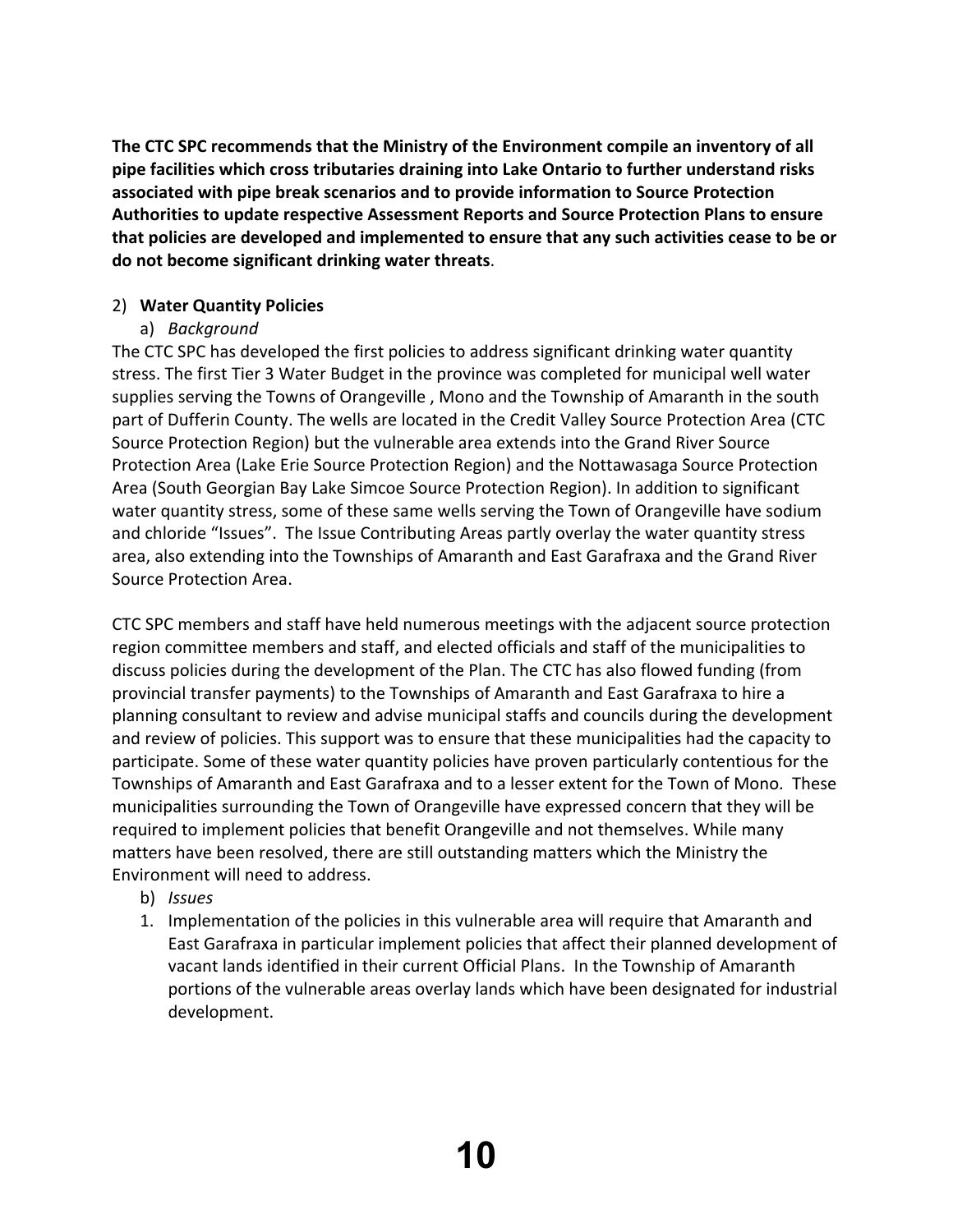**The CTC SPC recommends that the Ministry of the Environment compile an inventory of all pipe facilities which cross tributaries draining into Lake Ontario to further understand risks associated with pipe break scenarios and to provide information to Source Protection Authorities to update respective Assessment Reports and Source Protection Plans to ensure that policies are developed and implemented to ensure that any such activities cease to be or do not become significant drinking water threats**.

2) **Water Quantity Policies**

a) *Background*

The CTC SPC has developed the first policies to address significant drinking water quantity stress. The first Tier 3 Water Budget in the province was completed for municipal well water supplies serving the Towns of Orangeville , Mono and the Township of Amaranth in the south part of Dufferin County. The wells are located in the Credit Valley Source Protection Area (CTC Source Protection Region) but the vulnerable area extends into the Grand River Source Protection Area (Lake Erie Source Protection Region) and the Nottawasaga Source Protection Area (South Georgian Bay Lake Simcoe Source Protection Region). In addition to significant water quantity stress, some of these same wells serving the Town of Orangeville have sodium and chloride "Issues". The Issue Contributing Areas partly overlay the water quantity stress area, also extending into the Townships of Amaranth and East Garafraxa and the Grand River Source Protection Area.

CTC SPC members and staff have held numerous meetings with the adjacent source protection region committee members and staff, and elected officials and staff of the municipalities to discuss policies during the development of the Plan. The CTC has also flowed funding (from provincial transfer payments) to the Townships of Amaranth and East Garafraxa to hire a planning consultant to review and advise municipal staffs and councils during the development and review of policies. This support was to ensure that these municipalities had the capacity to participate. Some of these water quantity policies have proven particularly contentious for the Townships of Amaranth and East Garafraxa and to a lesser extent for the Town of Mono. These municipalities surrounding the Town of Orangeville have expressed concern that they will be required to implement policies that benefit Orangeville and not themselves. While many matters have been resolved, there are still outstanding matters which the Ministry the Environment will need to address.

b) *Issues*

1. Implementation of the policies in this vulnerable area will require that Amaranth and East Garafraxa in particular implement policies that affect their planned development of vacant lands identified in their current Official Plans. In the Township of Amaranth portions of the vulnerable areas overlay lands which have been designated for industrial development.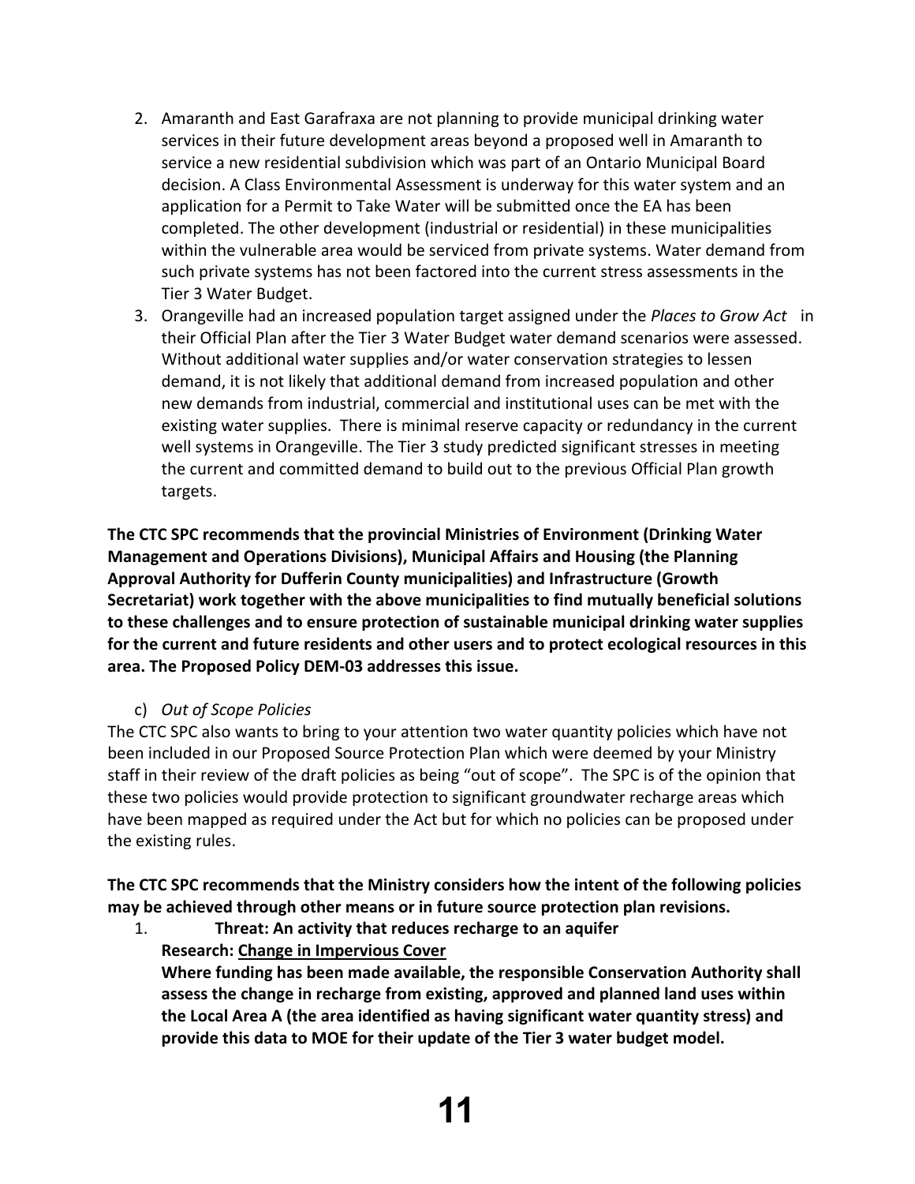2. Amaranth and East Garafraxa are not planning to provide municipal drinking water services in their future development areas beyond a proposed well in Amaranth to service a new residential subdivision which was part of an Ontario Municipal Board decision. A Class Environmental Assessment is underway for this water system and an application for a Permit to Take Water will be submitted once the EA has been completed. The other development (industrial or residential) in these municipalities within the vulnerable area would be serviced from private systems. Water demand from such private systems has not been factored into the current stress assessments in the Tier 3 Water Budget.
3. Orangeville had an increased population target assigned under the *Places to Grow Act* in their Official Plan after the Tier 3 Water Budget water demand scenarios were assessed. Without additional water supplies and/or water conservation strategies to lessen demand, it is not likely that additional demand from increased population and other new demands from industrial, commercial and institutional uses can be met with the existing water supplies. There is minimal reserve capacity or redundancy in the current well systems in Orangeville. The Tier 3 study predicted significant stresses in meeting the current and committed demand to build out to the previous Official Plan growth targets.

**The CTC SPC recommends that the provincial Ministries of Environment (Drinking Water Management and Operations Divisions), Municipal Affairs and Housing (the Planning Approval Authority for Dufferin County municipalities) and Infrastructure (Growth Secretariat) work together with the above municipalities to find mutually beneficial solutions to these challenges and to ensure protection of sustainable municipal drinking water supplies for the current and future residents and other users and to protect ecological resources in this area. The Proposed Policy DEM-03 addresses this issue.**

c) *Out of Scope Policies*

The CTC SPC also wants to bring to your attention two water quantity policies which have not been included in our Proposed Source Protection Plan which were deemed by your Ministry staff in their review of the draft policies as being "out of scope". The SPC is of the opinion that these two policies would provide protection to significant groundwater recharge areas which have been mapped as required under the Act but for which no policies can be proposed under the existing rules.

**The CTC SPC recommends that the Ministry considers how the intent of the following policies may be achieved through other means or in future source protection plan revisions.**

1. **Threat: An activity that reduces recharge to an aquifer**
   **Research: <u>Change in Impervious Cover</u>**
   **Where funding has been made available, the responsible Conservation Authority shall assess the change in recharge from existing, approved and planned land uses within the Local Area A (the area identified as having significant water quantity stress) and provide this data to MOE for their update of the Tier 3 water budget model.**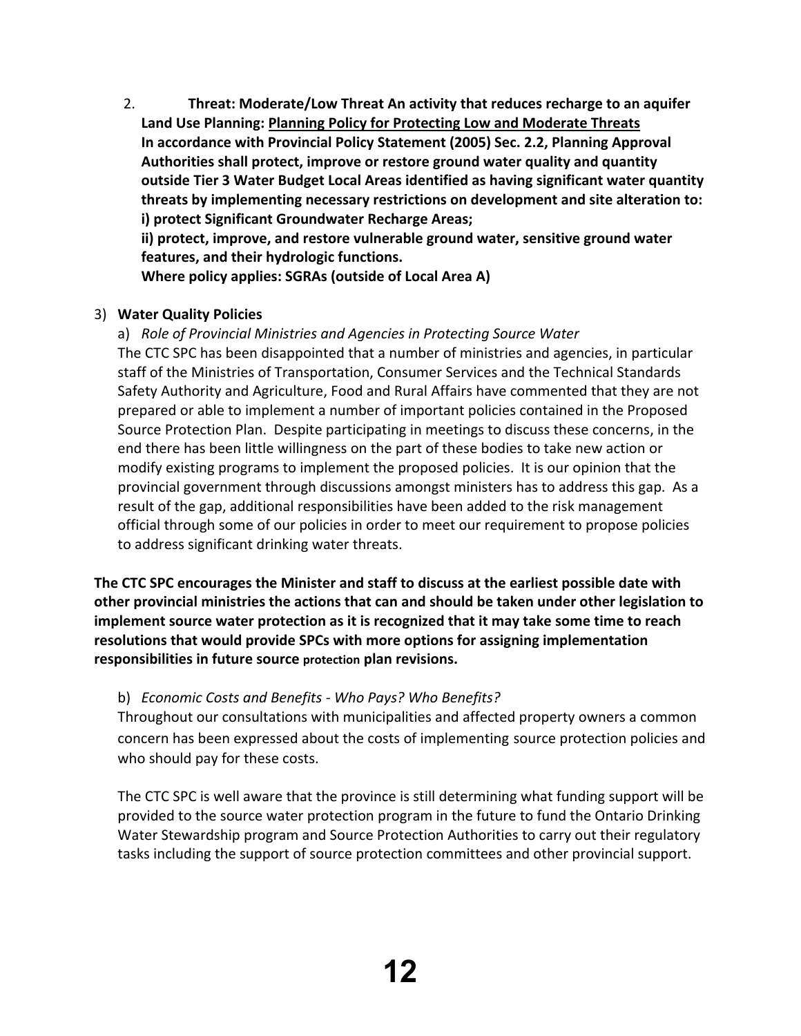2. **Threat: Moderate/Low Threat An activity that reduces recharge to an aquifer**
   **Land Use Planning: <u>Planning Policy for Protecting Low and Moderate Threats</u>**
   **In accordance with Provincial Policy Statement (2005) Sec. 2.2, Planning Approval Authorities shall protect, improve or restore ground water quality and quantity outside Tier 3 Water Budget Local Areas identified as having significant water quantity threats by implementing necessary restrictions on development and site alteration to:**
   **i) protect Significant Groundwater Recharge Areas;**
   **ii) protect, improve, and restore vulnerable ground water, sensitive ground water features, and their hydrologic functions.**
   **Where policy applies: SGRAs (outside of Local Area A)**

3) **Water Quality Policies**

   a) *Role of Provincial Ministries and Agencies in Protecting Source Water*
   The CTC SPC has been disappointed that a number of ministries and agencies, in particular staff of the Ministries of Transportation, Consumer Services and the Technical Standards Safety Authority and Agriculture, Food and Rural Affairs have commented that they are not prepared or able to implement a number of important policies contained in the Proposed Source Protection Plan. Despite participating in meetings to discuss these concerns, in the end there has been little willingness on the part of these bodies to take new action or modify existing programs to implement the proposed policies. It is our opinion that the provincial government through discussions amongst ministers has to address this gap. As a result of the gap, additional responsibilities have been added to the risk management official through some of our policies in order to meet our requirement to propose policies to address significant drinking water threats.

**The CTC SPC encourages the Minister and staff to discuss at the earliest possible date with other provincial ministries the actions that can and should be taken under other legislation to implement source water protection as it is recognized that it may take some time to reach resolutions that would provide SPCs with more options for assigning implementation responsibilities in future source protection plan revisions.**

   b) *Economic Costs and Benefits - Who Pays? Who Benefits?*
   Throughout our consultations with municipalities and affected property owners a common concern has been expressed about the costs of implementing source protection policies and who should pay for these costs.

   The CTC SPC is well aware that the province is still determining what funding support will be provided to the source water protection program in the future to fund the Ontario Drinking Water Stewardship program and Source Protection Authorities to carry out their regulatory tasks including the support of source protection committees and other provincial support.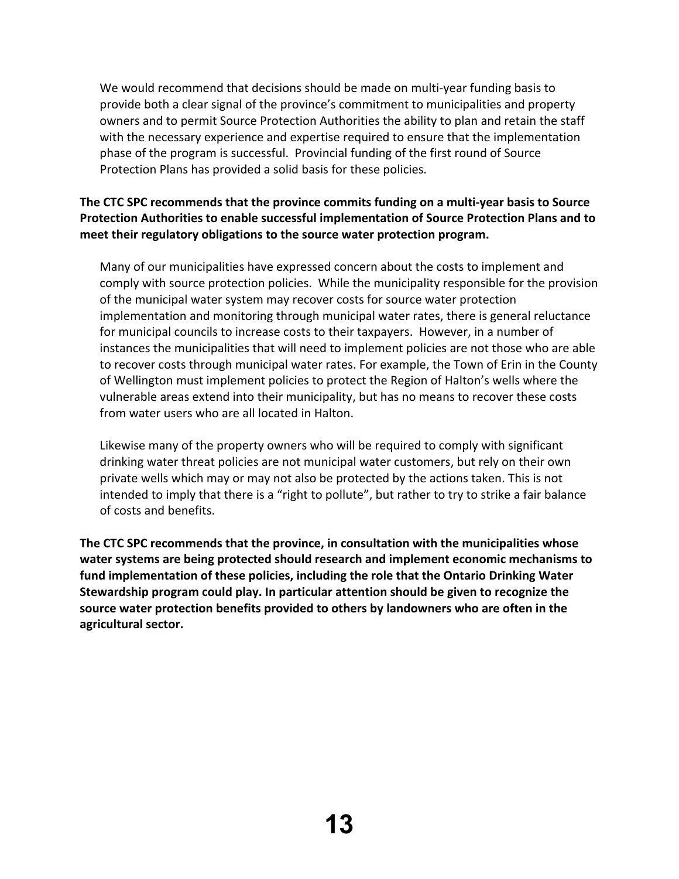We would recommend that decisions should be made on multi-year funding basis to provide both a clear signal of the province's commitment to municipalities and property owners and to permit Source Protection Authorities the ability to plan and retain the staff with the necessary experience and expertise required to ensure that the implementation phase of the program is successful. Provincial funding of the first round of Source Protection Plans has provided a solid basis for these policies.

**The CTC SPC recommends that the province commits funding on a multi-year basis to Source Protection Authorities to enable successful implementation of Source Protection Plans and to meet their regulatory obligations to the source water protection program.**

Many of our municipalities have expressed concern about the costs to implement and comply with source protection policies. While the municipality responsible for the provision of the municipal water system may recover costs for source water protection implementation and monitoring through municipal water rates, there is general reluctance for municipal councils to increase costs to their taxpayers. However, in a number of instances the municipalities that will need to implement policies are not those who are able to recover costs through municipal water rates. For example, the Town of Erin in the County of Wellington must implement policies to protect the Region of Halton's wells where the vulnerable areas extend into their municipality, but has no means to recover these costs from water users who are all located in Halton.

Likewise many of the property owners who will be required to comply with significant drinking water threat policies are not municipal water customers, but rely on their own private wells which may or may not also be protected by the actions taken. This is not intended to imply that there is a "right to pollute", but rather to try to strike a fair balance of costs and benefits.

**The CTC SPC recommends that the province, in consultation with the municipalities whose water systems are being protected should research and implement economic mechanisms to fund implementation of these policies, including the role that the Ontario Drinking Water Stewardship program could play. In particular attention should be given to recognize the source water protection benefits provided to others by landowners who are often in the agricultural sector.**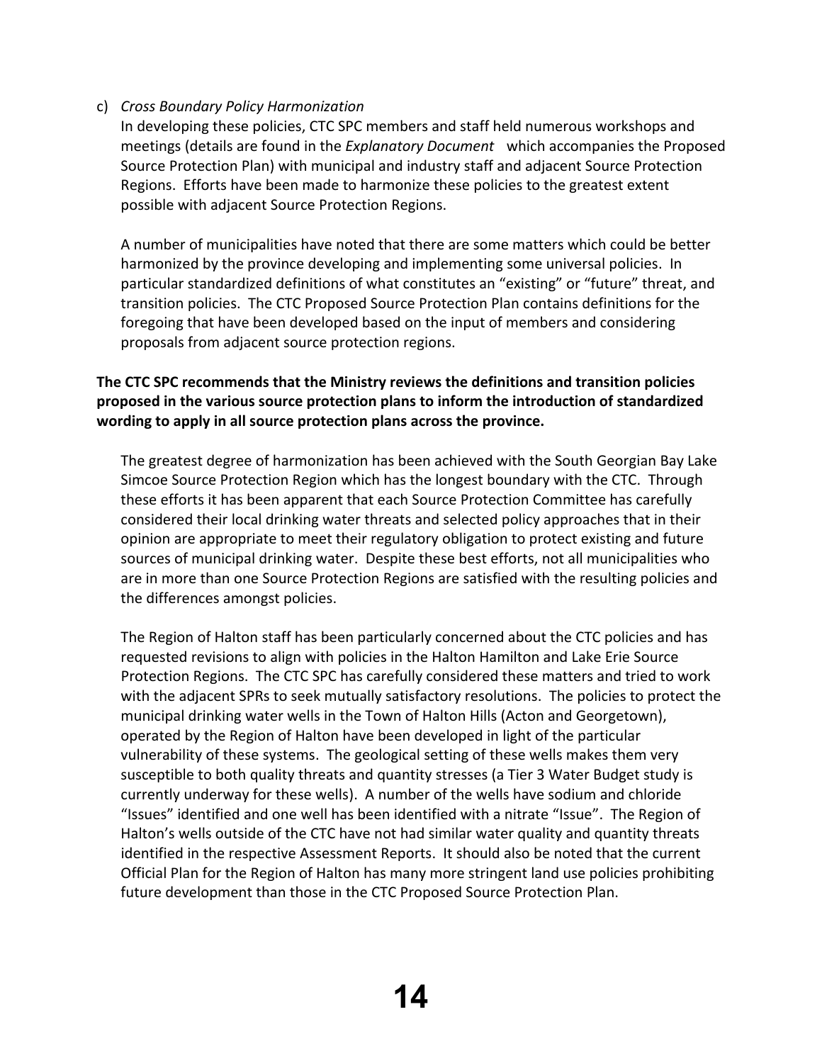c) *Cross Boundary Policy Harmonization*

In developing these policies, CTC SPC members and staff held numerous workshops and meetings (details are found in the *Explanatory Document* which accompanies the Proposed Source Protection Plan) with municipal and industry staff and adjacent Source Protection Regions. Efforts have been made to harmonize these policies to the greatest extent possible with adjacent Source Protection Regions.

A number of municipalities have noted that there are some matters which could be better harmonized by the province developing and implementing some universal policies. In particular standardized definitions of what constitutes an "existing" or "future" threat, and transition policies. The CTC Proposed Source Protection Plan contains definitions for the foregoing that have been developed based on the input of members and considering proposals from adjacent source protection regions.

**The CTC SPC recommends that the Ministry reviews the definitions and transition policies proposed in the various source protection plans to inform the introduction of standardized wording to apply in all source protection plans across the province.**

The greatest degree of harmonization has been achieved with the South Georgian Bay Lake Simcoe Source Protection Region which has the longest boundary with the CTC. Through these efforts it has been apparent that each Source Protection Committee has carefully considered their local drinking water threats and selected policy approaches that in their opinion are appropriate to meet their regulatory obligation to protect existing and future sources of municipal drinking water. Despite these best efforts, not all municipalities who are in more than one Source Protection Regions are satisfied with the resulting policies and the differences amongst policies.

The Region of Halton staff has been particularly concerned about the CTC policies and has requested revisions to align with policies in the Halton Hamilton and Lake Erie Source Protection Regions. The CTC SPC has carefully considered these matters and tried to work with the adjacent SPRs to seek mutually satisfactory resolutions. The policies to protect the municipal drinking water wells in the Town of Halton Hills (Acton and Georgetown), operated by the Region of Halton have been developed in light of the particular vulnerability of these systems. The geological setting of these wells makes them very susceptible to both quality threats and quantity stresses (a Tier 3 Water Budget study is currently underway for these wells). A number of the wells have sodium and chloride "Issues" identified and one well has been identified with a nitrate "Issue". The Region of Halton's wells outside of the CTC have not had similar water quality and quantity threats identified in the respective Assessment Reports. It should also be noted that the current Official Plan for the Region of Halton has many more stringent land use policies prohibiting future development than those in the CTC Proposed Source Protection Plan.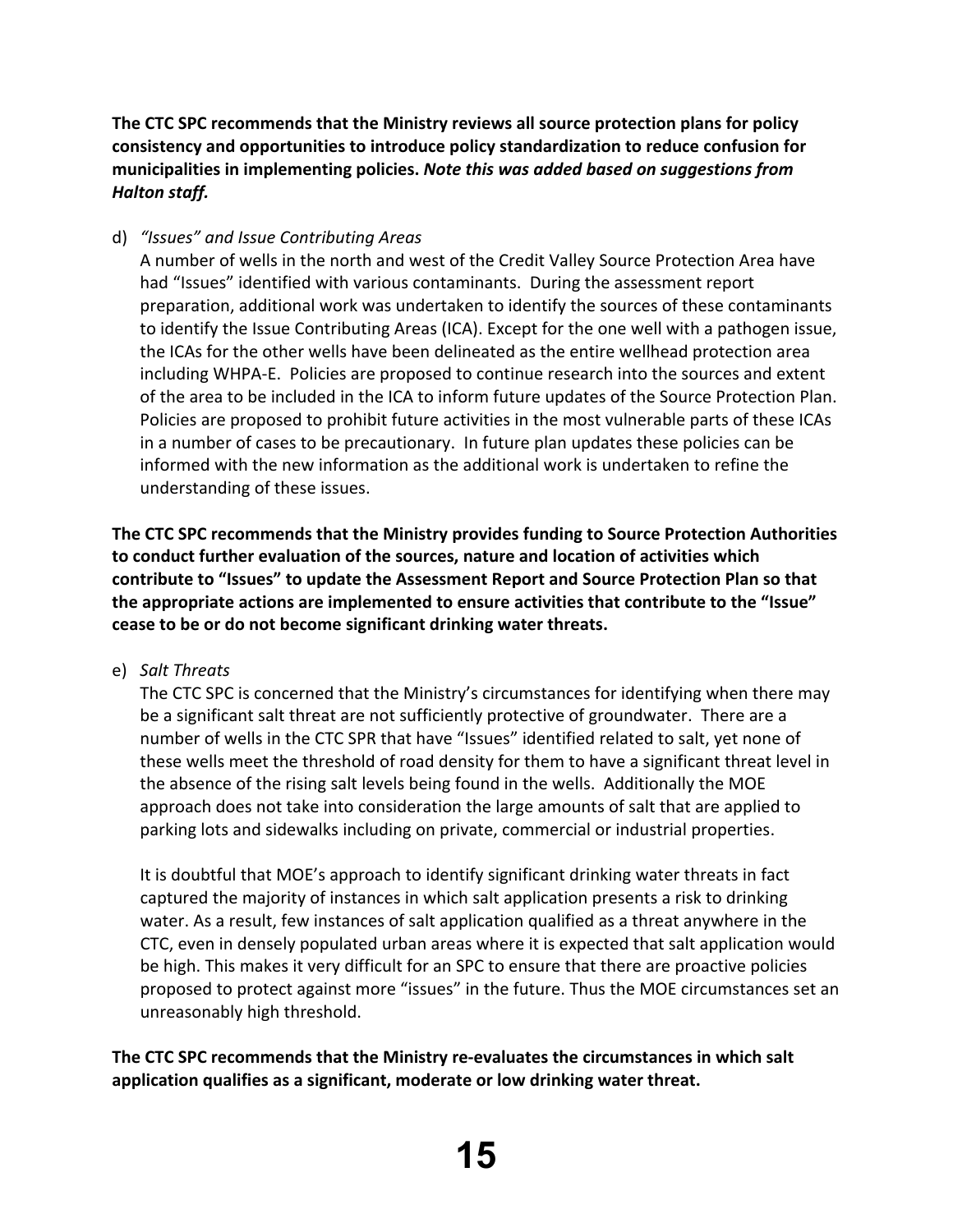**The CTC SPC recommends that the Ministry reviews all source protection plans for policy consistency and opportunities to introduce policy standardization to reduce confusion for municipalities in implementing policies.** ***Note this was added based on suggestions from Halton staff.***

d) *"Issues" and Issue Contributing Areas*

A number of wells in the north and west of the Credit Valley Source Protection Area have had "Issues" identified with various contaminants. During the assessment report preparation, additional work was undertaken to identify the sources of these contaminants to identify the Issue Contributing Areas (ICA). Except for the one well with a pathogen issue, the ICAs for the other wells have been delineated as the entire wellhead protection area including WHPA-E. Policies are proposed to continue research into the sources and extent of the area to be included in the ICA to inform future updates of the Source Protection Plan. Policies are proposed to prohibit future activities in the most vulnerable parts of these ICAs in a number of cases to be precautionary. In future plan updates these policies can be informed with the new information as the additional work is undertaken to refine the understanding of these issues.

**The CTC SPC recommends that the Ministry provides funding to Source Protection Authorities to conduct further evaluation of the sources, nature and location of activities which contribute to "Issues" to update the Assessment Report and Source Protection Plan so that the appropriate actions are implemented to ensure activities that contribute to the "Issue" cease to be or do not become significant drinking water threats.**

e) *Salt Threats*

The CTC SPC is concerned that the Ministry's circumstances for identifying when there may be a significant salt threat are not sufficiently protective of groundwater. There are a number of wells in the CTC SPR that have "Issues" identified related to salt, yet none of these wells meet the threshold of road density for them to have a significant threat level in the absence of the rising salt levels being found in the wells. Additionally the MOE approach does not take into consideration the large amounts of salt that are applied to parking lots and sidewalks including on private, commercial or industrial properties.

It is doubtful that MOE's approach to identify significant drinking water threats in fact captured the majority of instances in which salt application presents a risk to drinking water. As a result, few instances of salt application qualified as a threat anywhere in the CTC, even in densely populated urban areas where it is expected that salt application would be high. This makes it very difficult for an SPC to ensure that there are proactive policies proposed to protect against more "issues" in the future. Thus the MOE circumstances set an unreasonably high threshold.

**The CTC SPC recommends that the Ministry re-evaluates the circumstances in which salt application qualifies as a significant, moderate or low drinking water threat.**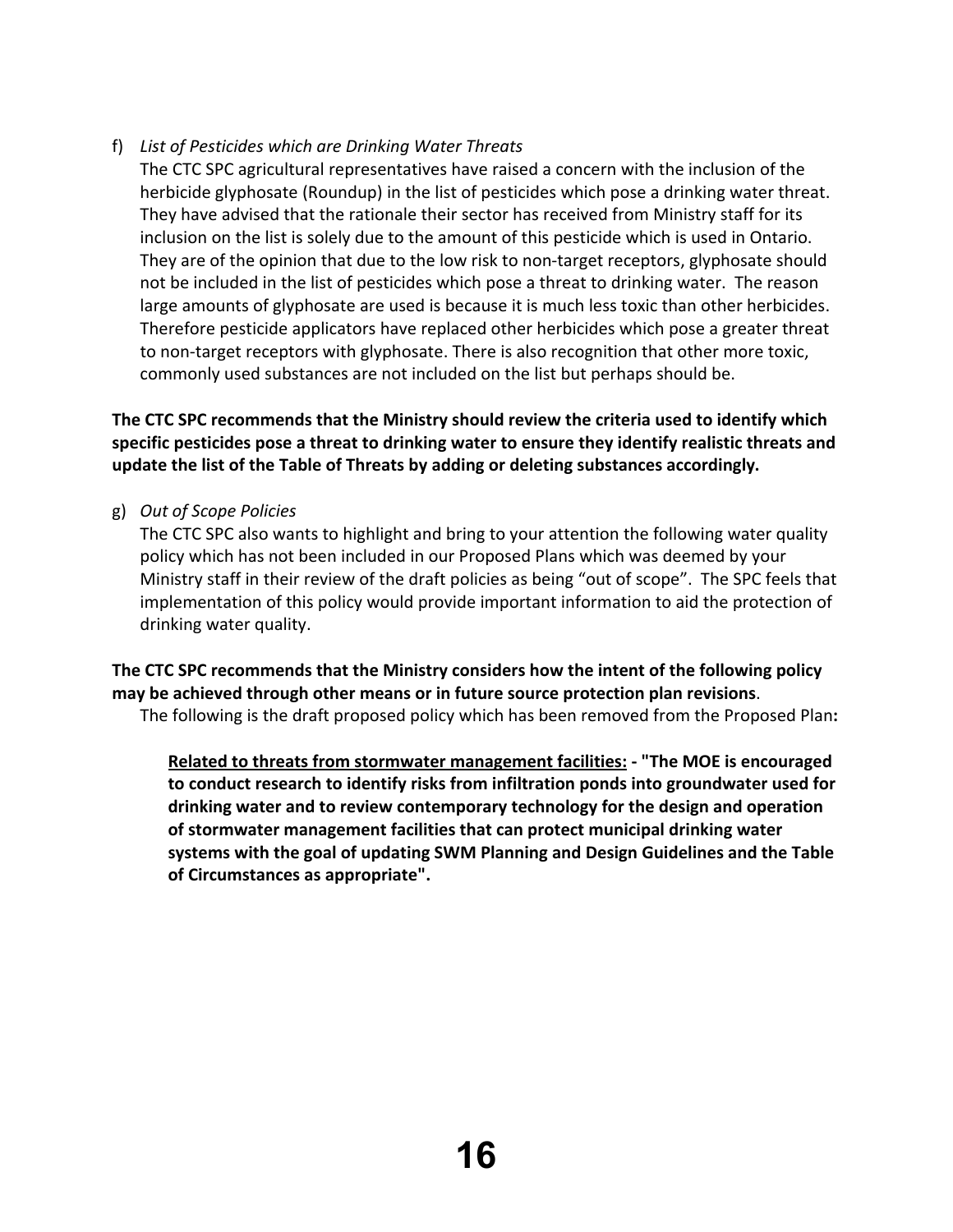f) *List of Pesticides which are Drinking Water Threats*

   The CTC SPC agricultural representatives have raised a concern with the inclusion of the herbicide glyphosate (Roundup) in the list of pesticides which pose a drinking water threat. They have advised that the rationale their sector has received from Ministry staff for its inclusion on the list is solely due to the amount of this pesticide which is used in Ontario. They are of the opinion that due to the low risk to non-target receptors, glyphosate should not be included in the list of pesticides which pose a threat to drinking water. The reason large amounts of glyphosate are used is because it is much less toxic than other herbicides. Therefore pesticide applicators have replaced other herbicides which pose a greater threat to non-target receptors with glyphosate. There is also recognition that other more toxic, commonly used substances are not included on the list but perhaps should be.

**The CTC SPC recommends that the Ministry should review the criteria used to identify which specific pesticides pose a threat to drinking water to ensure they identify realistic threats and update the list of the Table of Threats by adding or deleting substances accordingly.**

g) *Out of Scope Policies*

   The CTC SPC also wants to highlight and bring to your attention the following water quality policy which has not been included in our Proposed Plans which was deemed by your Ministry staff in their review of the draft policies as being "out of scope". The SPC feels that implementation of this policy would provide important information to aid the protection of drinking water quality.

**The CTC SPC recommends that the Ministry considers how the intent of the following policy may be achieved through other means or in future source protection plan revisions**.

The following is the draft proposed policy which has been removed from the Proposed Plan**:**

> **<u>Related to threats from stormwater management facilities:</u> - "The MOE is encouraged to conduct research to identify risks from infiltration ponds into groundwater used for drinking water and to review contemporary technology for the design and operation of stormwater management facilities that can protect municipal drinking water systems with the goal of updating SWM Planning and Design Guidelines and the Table of Circumstances as appropriate".**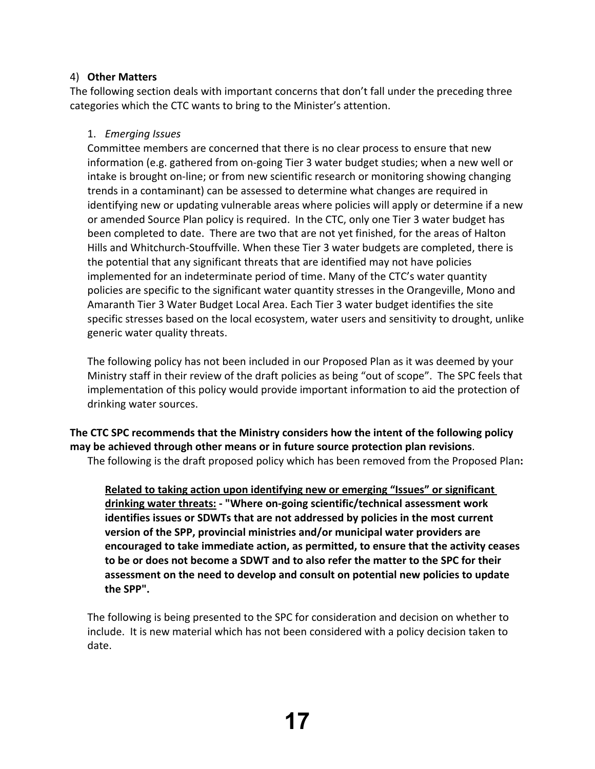4) **Other Matters**

The following section deals with important concerns that don't fall under the preceding three categories which the CTC wants to bring to the Minister's attention.

1. *Emerging Issues*

   Committee members are concerned that there is no clear process to ensure that new information (e.g. gathered from on-going Tier 3 water budget studies; when a new well or intake is brought on-line; or from new scientific research or monitoring showing changing trends in a contaminant) can be assessed to determine what changes are required in identifying new or updating vulnerable areas where policies will apply or determine if a new or amended Source Plan policy is required. In the CTC, only one Tier 3 water budget has been completed to date. There are two that are not yet finished, for the areas of Halton Hills and Whitchurch-Stouffville. When these Tier 3 water budgets are completed, there is the potential that any significant threats that are identified may not have policies implemented for an indeterminate period of time. Many of the CTC's water quantity policies are specific to the significant water quantity stresses in the Orangeville, Mono and Amaranth Tier 3 Water Budget Local Area. Each Tier 3 water budget identifies the site specific stresses based on the local ecosystem, water users and sensitivity to drought, unlike generic water quality threats.

   The following policy has not been included in our Proposed Plan as it was deemed by your Ministry staff in their review of the draft policies as being "out of scope". The SPC feels that implementation of this policy would provide important information to aid the protection of drinking water sources.

**The CTC SPC recommends that the Ministry considers how the intent of the following policy may be achieved through other means or in future source protection plan revisions**.

The following is the draft proposed policy which has been removed from the Proposed Plan**:**

> **<u>Related to taking action upon identifying new or emerging "Issues" or significant drinking water threats:</u> - "Where on-going scientific/technical assessment work identifies issues or SDWTs that are not addressed by policies in the most current version of the SPP, provincial ministries and/or municipal water providers are encouraged to take immediate action, as permitted, to ensure that the activity ceases to be or does not become a SDWT and to also refer the matter to the SPC for their assessment on the need to develop and consult on potential new policies to update the SPP".**

The following is being presented to the SPC for consideration and decision on whether to include. It is new material which has not been considered with a policy decision taken to date.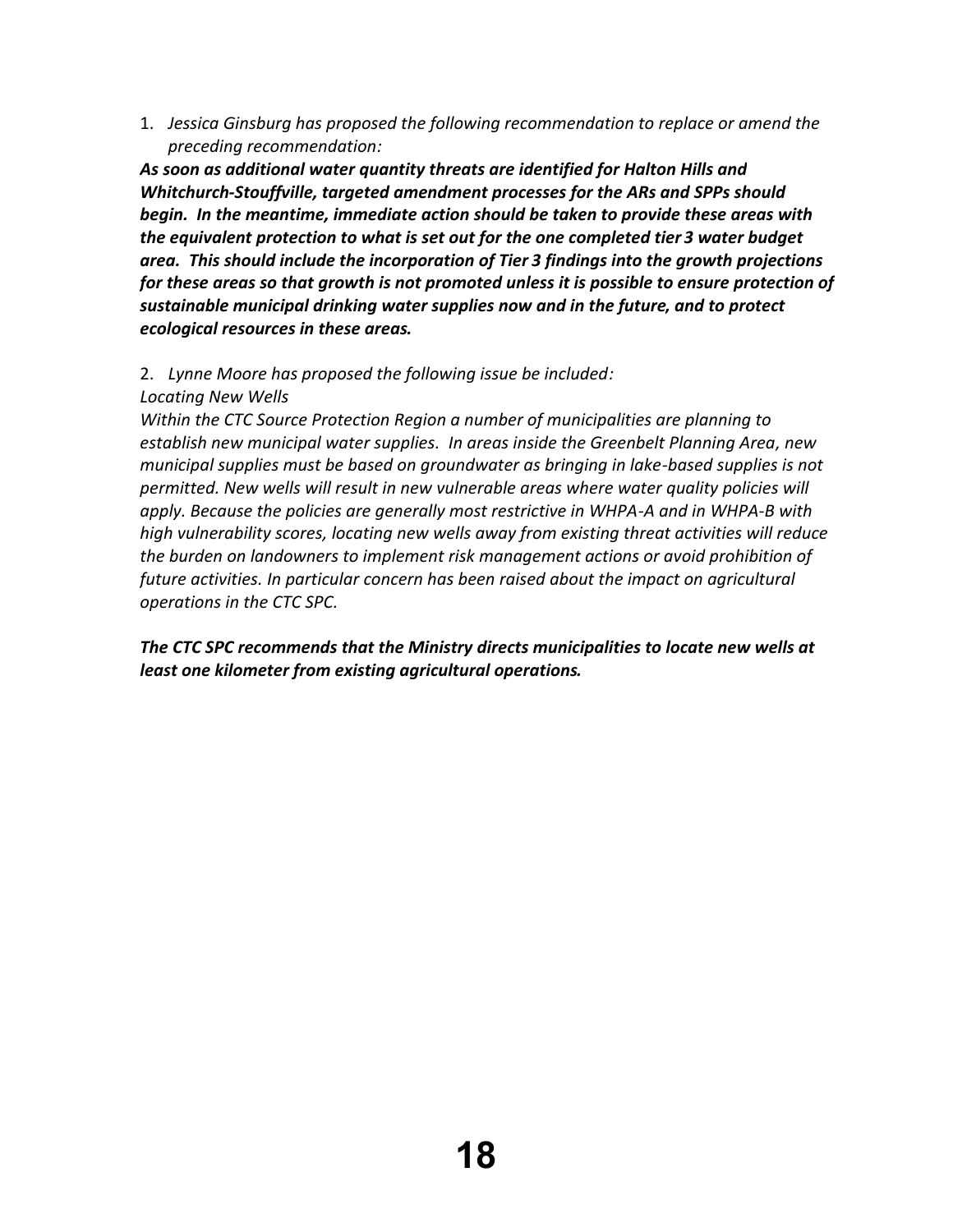1. *Jessica Ginsburg has proposed the following recommendation to replace or amend the preceding recommendation:*

***As soon as additional water quantity threats are identified for Halton Hills and Whitchurch-Stouffville, targeted amendment processes for the ARs and SPPs should begin. In the meantime, immediate action should be taken to provide these areas with the equivalent protection to what is set out for the one completed tier 3 water budget area. This should include the incorporation of Tier 3 findings into the growth projections for these areas so that growth is not promoted unless it is possible to ensure protection of sustainable municipal drinking water supplies now and in the future, and to protect ecological resources in these areas.***

2. *Lynne Moore has proposed the following issue be included:*

*Locating New Wells*

*Within the CTC Source Protection Region a number of municipalities are planning to establish new municipal water supplies. In areas inside the Greenbelt Planning Area, new municipal supplies must be based on groundwater as bringing in lake-based supplies is not permitted. New wells will result in new vulnerable areas where water quality policies will apply. Because the policies are generally most restrictive in WHPA-A and in WHPA-B with high vulnerability scores, locating new wells away from existing threat activities will reduce the burden on landowners to implement risk management actions or avoid prohibition of future activities. In particular concern has been raised about the impact on agricultural operations in the CTC SPC.*

***The CTC SPC recommends that the Ministry directs municipalities to locate new wells at least one kilometer from existing agricultural operations.***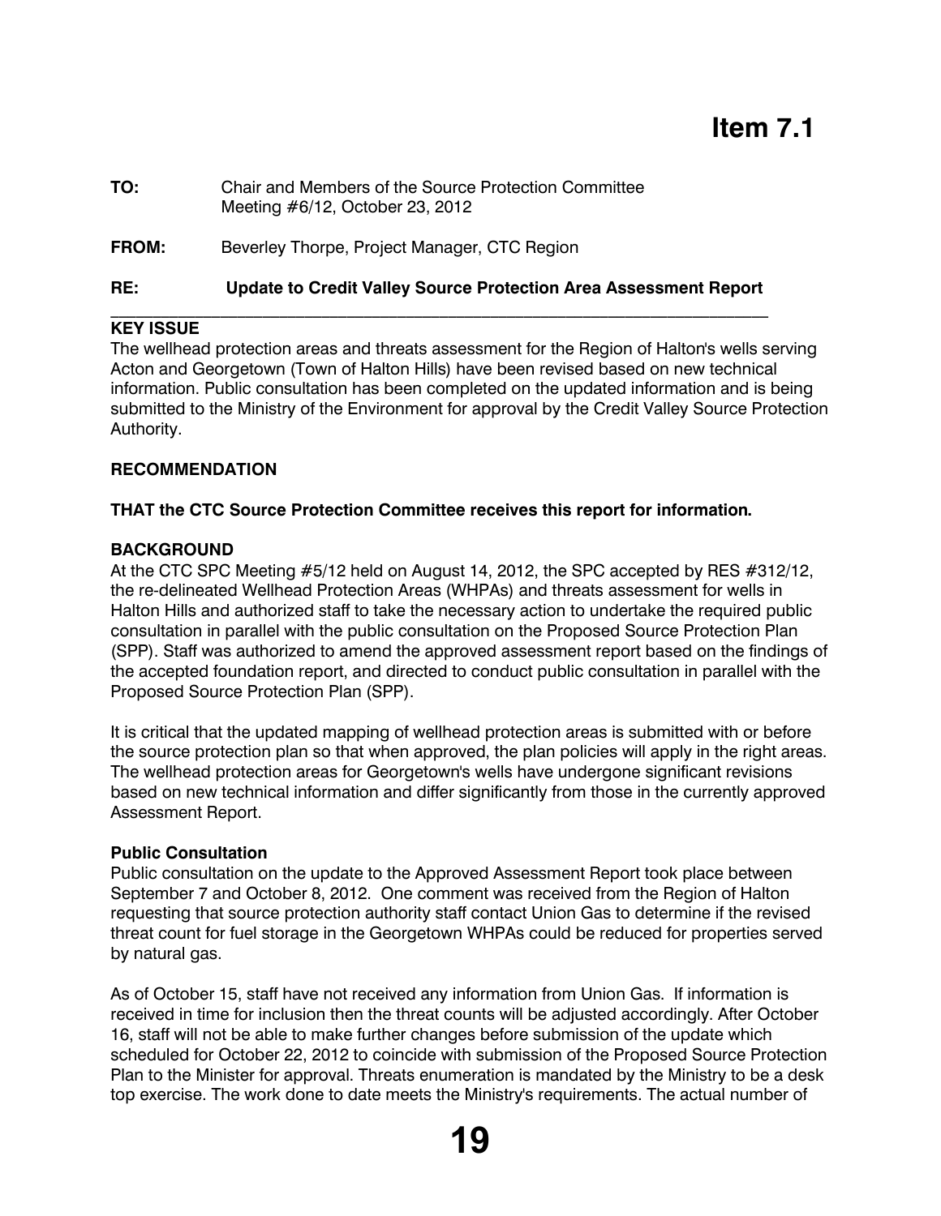# Item 7.1

**TO:** Chair and Members of the Source Protection Committee
Meeting #6/12, October 23, 2012

**FROM:** Beverley Thorpe, Project Manager, CTC Region

**RE: Update to Credit Valley Source Protection Area Assessment Report**

---

**KEY ISSUE**

The wellhead protection areas and threats assessment for the Region of Halton's wells serving Acton and Georgetown (Town of Halton Hills) have been revised based on new technical information. Public consultation has been completed on the updated information and is being submitted to the Ministry of the Environment for approval by the Credit Valley Source Protection Authority.

**RECOMMENDATION**

**THAT the CTC Source Protection Committee receives this report for information.**

**BACKGROUND**

At the CTC SPC Meeting #5/12 held on August 14, 2012, the SPC accepted by RES #312/12, the re-delineated Wellhead Protection Areas (WHPAs) and threats assessment for wells in Halton Hills and authorized staff to take the necessary action to undertake the required public consultation in parallel with the public consultation on the Proposed Source Protection Plan (SPP). Staff was authorized to amend the approved assessment report based on the findings of the accepted foundation report, and directed to conduct public consultation in parallel with the Proposed Source Protection Plan (SPP).

It is critical that the updated mapping of wellhead protection areas is submitted with or before the source protection plan so that when approved, the plan policies will apply in the right areas. The wellhead protection areas for Georgetown's wells have undergone significant revisions based on new technical information and differ significantly from those in the currently approved Assessment Report.

**Public Consultation**

Public consultation on the update to the Approved Assessment Report took place between September 7 and October 8, 2012. One comment was received from the Region of Halton requesting that source protection authority staff contact Union Gas to determine if the revised threat count for fuel storage in the Georgetown WHPAs could be reduced for properties served by natural gas.

As of October 15, staff have not received any information from Union Gas. If information is received in time for inclusion then the threat counts will be adjusted accordingly. After October 16, staff will not be able to make further changes before submission of the update which scheduled for October 22, 2012 to coincide with submission of the Proposed Source Protection Plan to the Minister for approval. Threats enumeration is mandated by the Ministry to be a desk top exercise. The work done to date meets the Ministry's requirements. The actual number of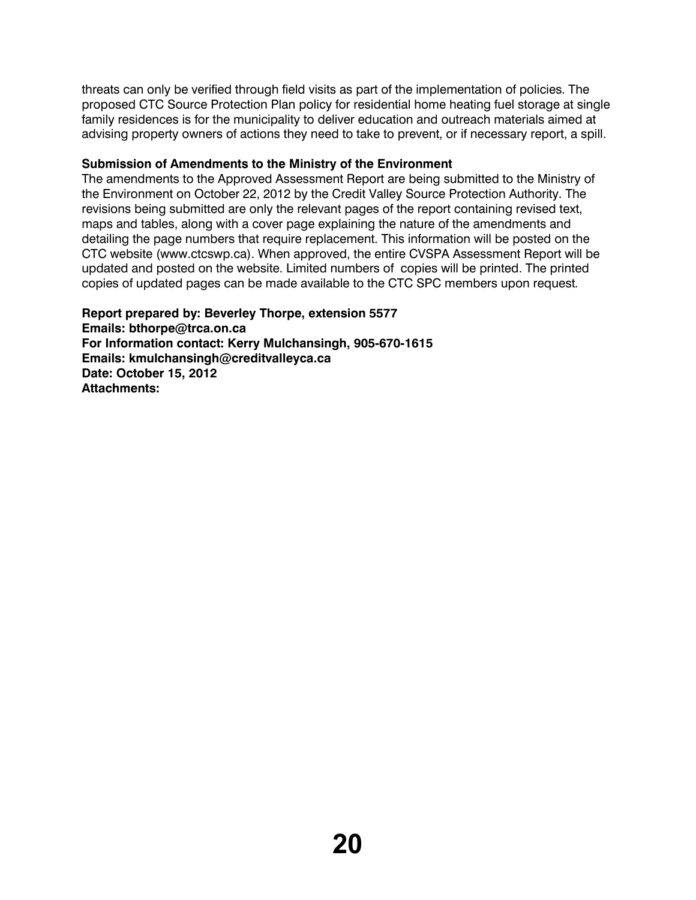threats can only be verified through field visits as part of the implementation of policies. The proposed CTC Source Protection Plan policy for residential home heating fuel storage at single family residences is for the municipality to deliver education and outreach materials aimed at advising property owners of actions they need to take to prevent, or if necessary report, a spill.

**Submission of Amendments to the Ministry of the Environment**

The amendments to the Approved Assessment Report are being submitted to the Ministry of the Environment on October 22, 2012 by the Credit Valley Source Protection Authority. The revisions being submitted are only the relevant pages of the report containing revised text, maps and tables, along with a cover page explaining the nature of the amendments and detailing the page numbers that require replacement. This information will be posted on the CTC website (www.ctcswp.ca). When approved, the entire CVSPA Assessment Report will be updated and posted on the website. Limited numbers of copies will be printed. The printed copies of updated pages can be made available to the CTC SPC members upon request.

**Report prepared by: Beverley Thorpe, extension 5577**
**Emails: bthorpe@trca.on.ca**
**For Information contact: Kerry Mulchansingh, 905-670-1615**
**Emails: kmulchansingh@creditvalleyca.ca**
**Date: October 15, 2012**
**Attachments:**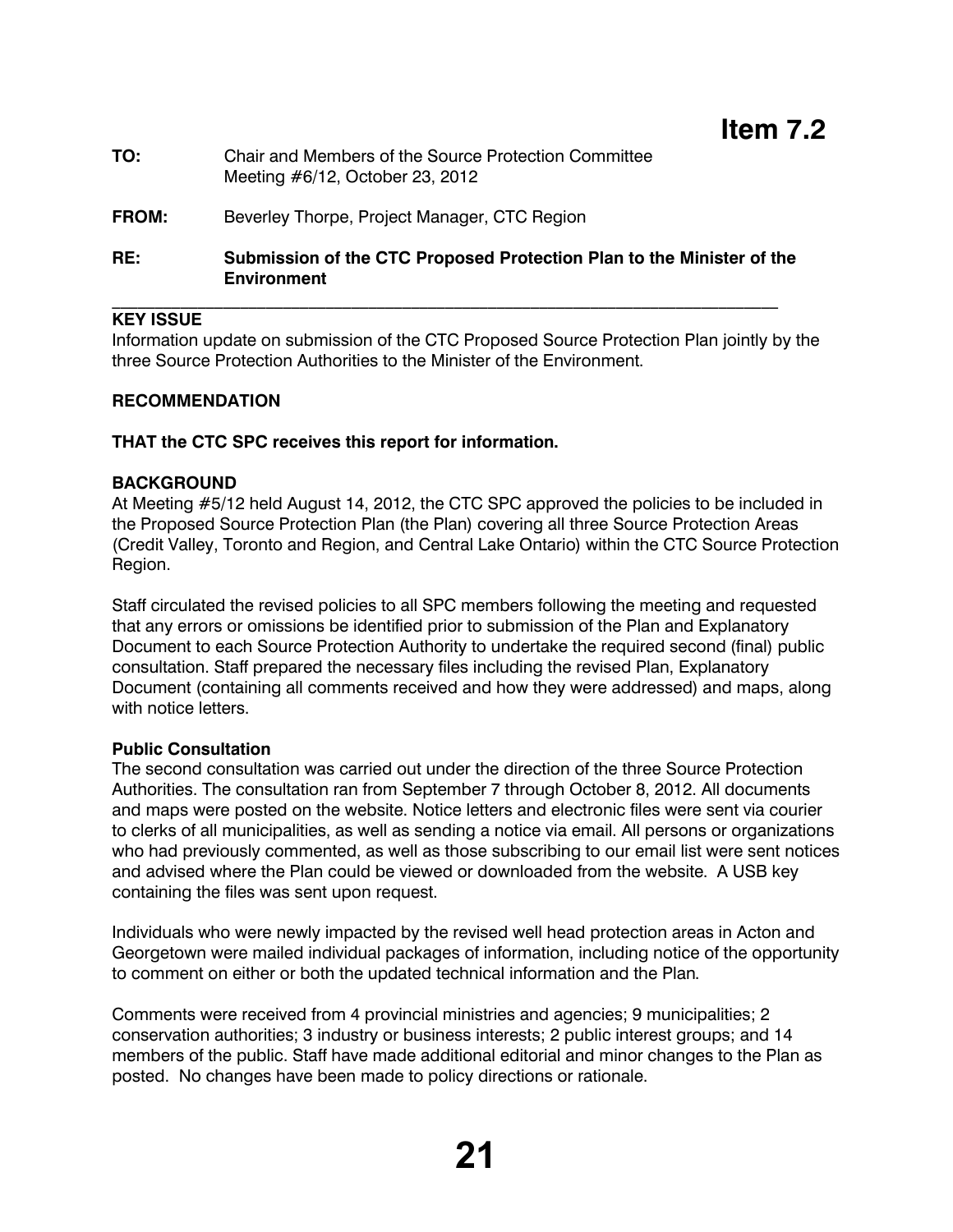# Item 7.2

**TO:** Chair and Members of the Source Protection Committee
Meeting #6/12, October 23, 2012

**FROM:** Beverley Thorpe, Project Manager, CTC Region

**RE:** **Submission of the CTC Proposed Protection Plan to the Minister of the Environment**

---

**KEY ISSUE**

Information update on submission of the CTC Proposed Source Protection Plan jointly by the three Source Protection Authorities to the Minister of the Environment.

**RECOMMENDATION**

**THAT the CTC SPC receives this report for information.**

**BACKGROUND**

At Meeting #5/12 held August 14, 2012, the CTC SPC approved the policies to be included in the Proposed Source Protection Plan (the Plan) covering all three Source Protection Areas (Credit Valley, Toronto and Region, and Central Lake Ontario) within the CTC Source Protection Region.

Staff circulated the revised policies to all SPC members following the meeting and requested that any errors or omissions be identified prior to submission of the Plan and Explanatory Document to each Source Protection Authority to undertake the required second (final) public consultation. Staff prepared the necessary files including the revised Plan, Explanatory Document (containing all comments received and how they were addressed) and maps, along with notice letters.

**Public Consultation**

The second consultation was carried out under the direction of the three Source Protection Authorities. The consultation ran from September 7 through October 8, 2012. All documents and maps were posted on the website. Notice letters and electronic files were sent via courier to clerks of all municipalities, as well as sending a notice via email. All persons or organizations who had previously commented, as well as those subscribing to our email list were sent notices and advised where the Plan could be viewed or downloaded from the website. A USB key containing the files was sent upon request.

Individuals who were newly impacted by the revised well head protection areas in Acton and Georgetown were mailed individual packages of information, including notice of the opportunity to comment on either or both the updated technical information and the Plan.

Comments were received from 4 provincial ministries and agencies; 9 municipalities; 2 conservation authorities; 3 industry or business interests; 2 public interest groups; and 14 members of the public. Staff have made additional editorial and minor changes to the Plan as posted. No changes have been made to policy directions or rationale.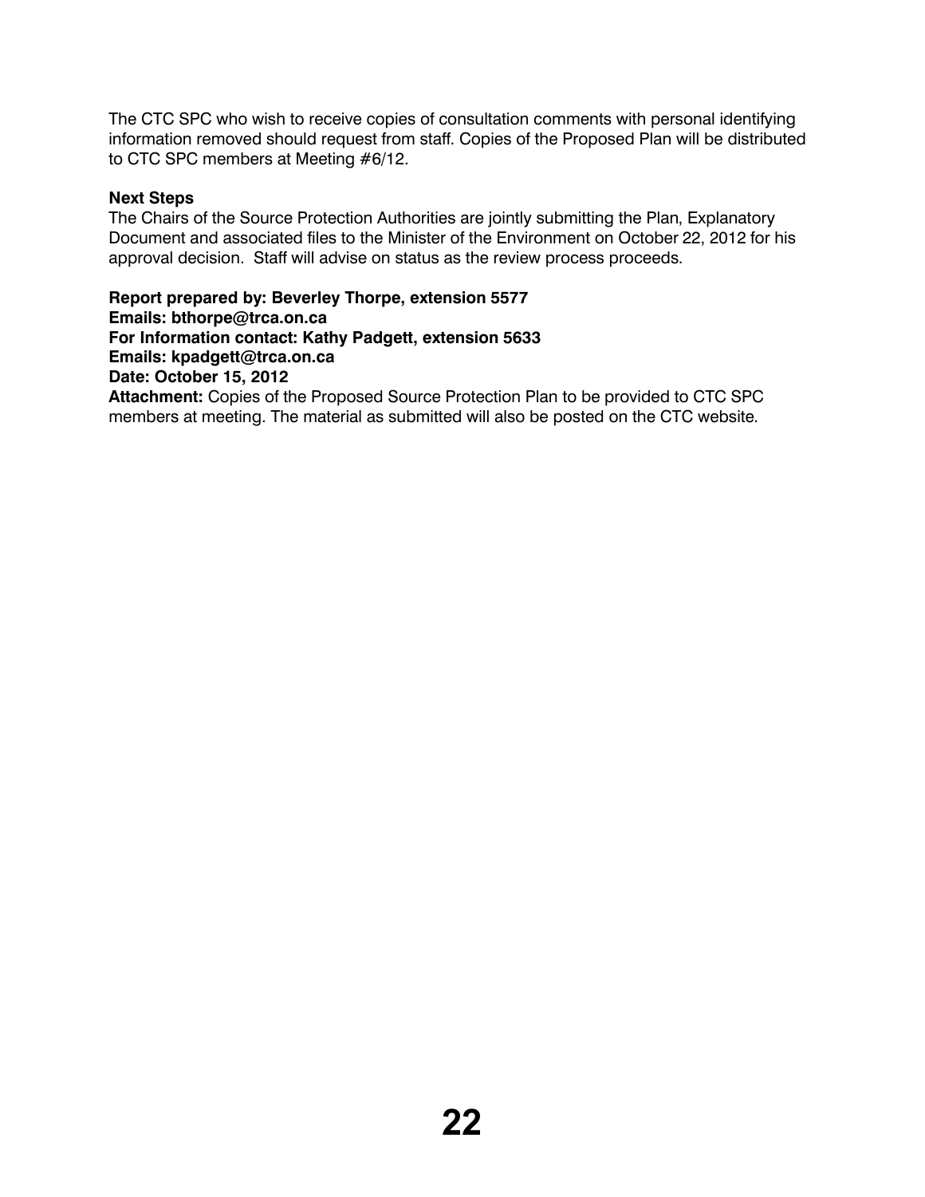The CTC SPC who wish to receive copies of consultation comments with personal identifying information removed should request from staff. Copies of the Proposed Plan will be distributed to CTC SPC members at Meeting #6/12.

**Next Steps**
The Chairs of the Source Protection Authorities are jointly submitting the Plan, Explanatory Document and associated files to the Minister of the Environment on October 22, 2012 for his approval decision. Staff will advise on status as the review process proceeds.

**Report prepared by: Beverley Thorpe, extension 5577**
**Emails: bthorpe@trca.on.ca**
**For Information contact: Kathy Padgett, extension 5633**
**Emails: kpadgett@trca.on.ca**
**Date: October 15, 2012**
**Attachment:** Copies of the Proposed Source Protection Plan to be provided to CTC SPC members at meeting. The material as submitted will also be posted on the CTC website.